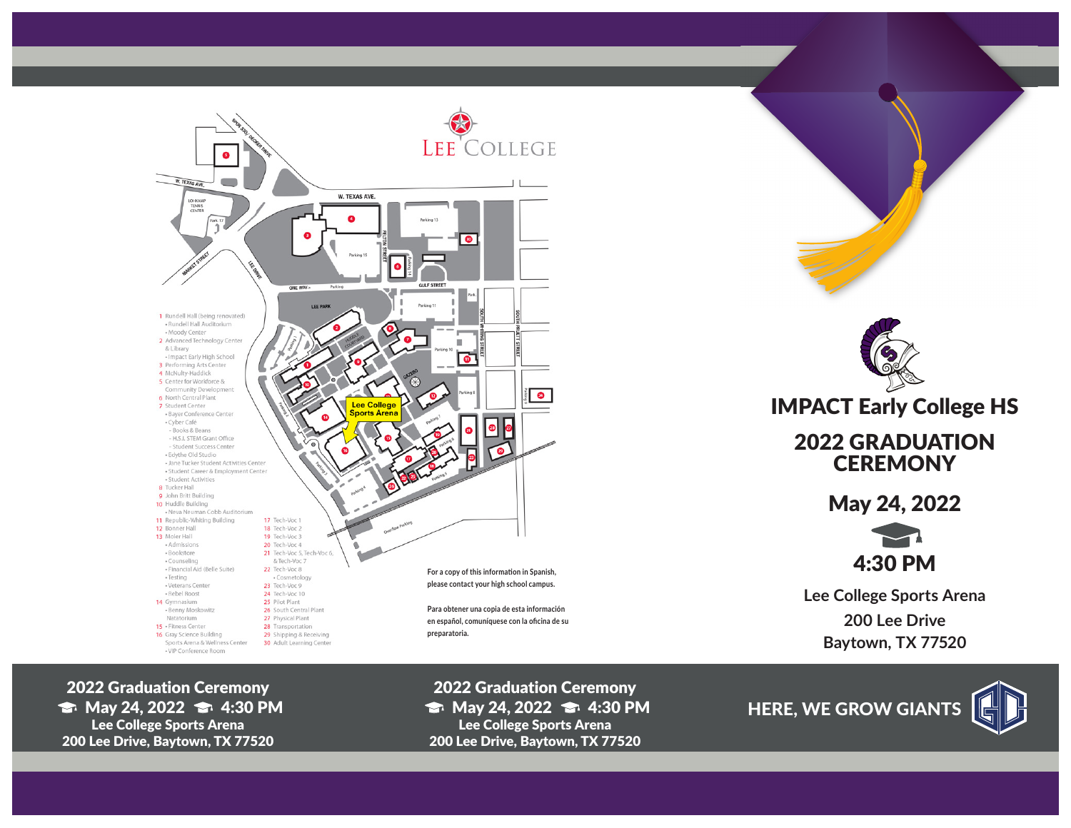# LEE COLLEGE

1 Rundell Hall (being renovated)
- Rundell Hall Auditorium
- Moody Center

2 Advanced Technology Center & Library
- Impact Early High School

3 Performing Arts Center
4 McNulty-Haddick
5 Center for Workforce & Community Development
6 North Central Plant
7 Student Center
- Bayer Conference Center
- Cyber Café
  - Books & Beans
  - H.S.I. STEM Grant Office
  - Student Success Center
- Edythe Old Studio
- Jane Tucker Student Activities Center
- Student Career & Employment Center
- Student Activities

8 Tucker Hall
9 John Britt Building
10 Huddle Building
- Neva Neuman Cobb Auditorium

11 Republic-Whiting Building
12 Bonner Hall
13 Moler Hall
- Admissions
- Bookstore
- Counseling
- Financial Aid (Belle Suite)
- Testing
- Veterans Center
- Rebel Roost

14 Gymnasium
- Benny Moskowitz Natatorium

15 - Fitness Center
16 Gray Science Building
Sports Arena & Wellness Center
- VIP Conference Room

17 Tech-Voc 1
18 Tech-Voc 2
19 Tech-Voc 3
20 Tech-Voc 4
21 Tech-Voc 5, Tech-Voc 6, & Tech-Voc 7
22 Tech-Voc 8
- Cosmetology

23 Tech-Voc 9
24 Tech-Voc 10
25 Pilot Plant
26 South Central Plant
27 Physical Plant
28 Transportation
29 Shipping & Receiving
30 Adult Learning Center

**Lee College Sports Arena**

For a copy of this information in Spanish, please contact your high school campus.

Para obtener una copia de esta información en español, comuníquese con la oficina de su preparatoria.

# IMPACT Early College HS

## 2022 GRADUATION CEREMONY

## May 24, 2022

## 4:30 PM

**Lee College Sports Arena**
**200 Lee Drive**
**Baytown, TX 77520**

**2022 Graduation Ceremony**
**May 24, 2022 4:30 PM**
**Lee College Sports Arena**
**200 Lee Drive, Baytown, TX 77520**

**2022 Graduation Ceremony**
**May 24, 2022 4:30 PM**
**Lee College Sports Arena**
**200 Lee Drive, Baytown, TX 77520**

**HERE, WE GROW GIANTS**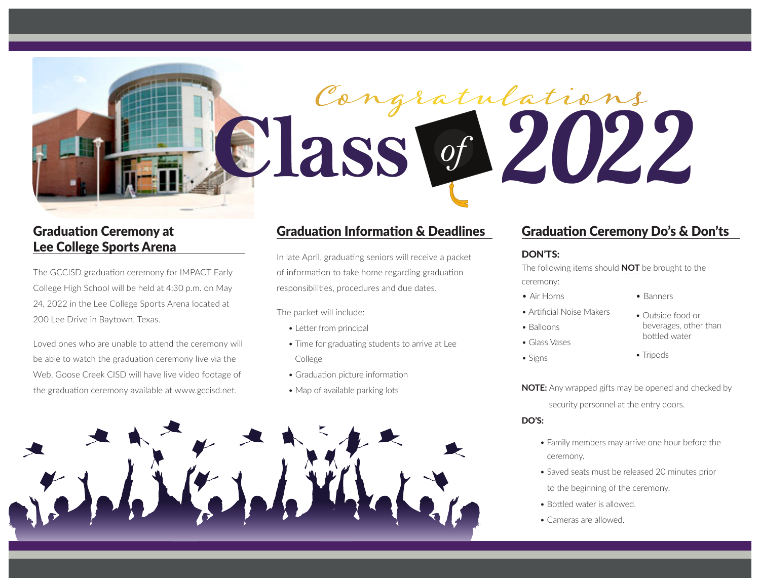# Congratulations Class of 2022

## Graduation Ceremony at Lee College Sports Arena

The GCCISD graduation ceremony for IMPACT Early College High School will be held at 4:30 p.m. on May 24, 2022 in the Lee College Sports Arena located at 200 Lee Drive in Baytown, Texas.

Loved ones who are unable to attend the ceremony will be able to watch the graduation ceremony live via the Web. Goose Creek CISD will have live video footage of the graduation ceremony available at www.gccisd.net.

## Graduation Information & Deadlines

In late April, graduating seniors will receive a packet of information to take home regarding graduation responsibilities, procedures and due dates.

The packet will include:

- Letter from principal
- Time for graduating students to arrive at Lee College
- Graduation picture information
- Map of available parking lots

## Graduation Ceremony Do's & Don'ts

**DON'TS:**

The following items should **NOT** be brought to the ceremony:

- Air Horns
- Artificial Noise Makers
- Balloons
- Glass Vases
- Signs
- Banners
- Outside food or beverages, other than bottled water
- Tripods

**NOTE:** Any wrapped gifts may be opened and checked by security personnel at the entry doors.

**DO'S:**

- Family members may arrive one hour before the ceremony.
- Saved seats must be released 20 minutes prior to the beginning of the ceremony.
- Bottled water is allowed.
- Cameras are allowed.